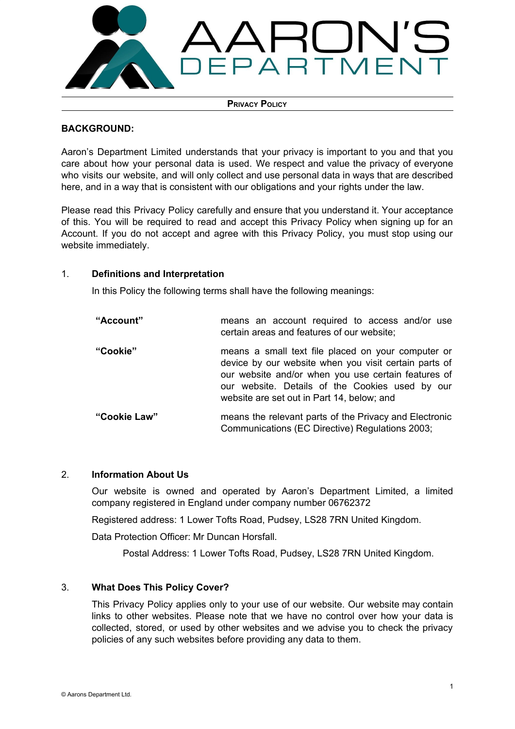AARON'S DEPARTMENT

# Privacy Policy

## BACKGROUND:

Aaron's Department Limited understands that your privacy is important to you and that you care about how your personal data is used. We respect and value the privacy of everyone who visits our website, and will only collect and use personal data in ways that are described here, and in a way that is consistent with our obligations and your rights under the law.

Please read this Privacy Policy carefully and ensure that you understand it. Your acceptance of this. You will be required to read and accept this Privacy Policy when signing up for an Account. If you do not accept and agree with this Privacy Policy, you must stop using our website immediately.

## 1. Definitions and Interpretation

In this Policy the following terms shall have the following meanings:

| | |
|---|---|
| **"Account"** | means an account required to access and/or use certain areas and features of our website; |
| **"Cookie"** | means a small text file placed on your computer or device by our website when you visit certain parts of our website and/or when you use certain features of our website. Details of the Cookies used by our website are set out in Part 14, below; and |
| **"Cookie Law"** | means the relevant parts of the Privacy and Electronic Communications (EC Directive) Regulations 2003; |

## 2. Information About Us

Our website is owned and operated by Aaron's Department Limited, a limited company registered in England under company number 06762372

Registered address: 1 Lower Tofts Road, Pudsey, LS28 7RN United Kingdom.

Data Protection Officer: Mr Duncan Horsfall.

Postal Address: 1 Lower Tofts Road, Pudsey, LS28 7RN United Kingdom.

## 3. What Does This Policy Cover?

This Privacy Policy applies only to your use of our website. Our website may contain links to other websites. Please note that we have no control over how your data is collected, stored, or used by other websites and we advise you to check the privacy policies of any such websites before providing any data to them.

© Aarons Department Ltd.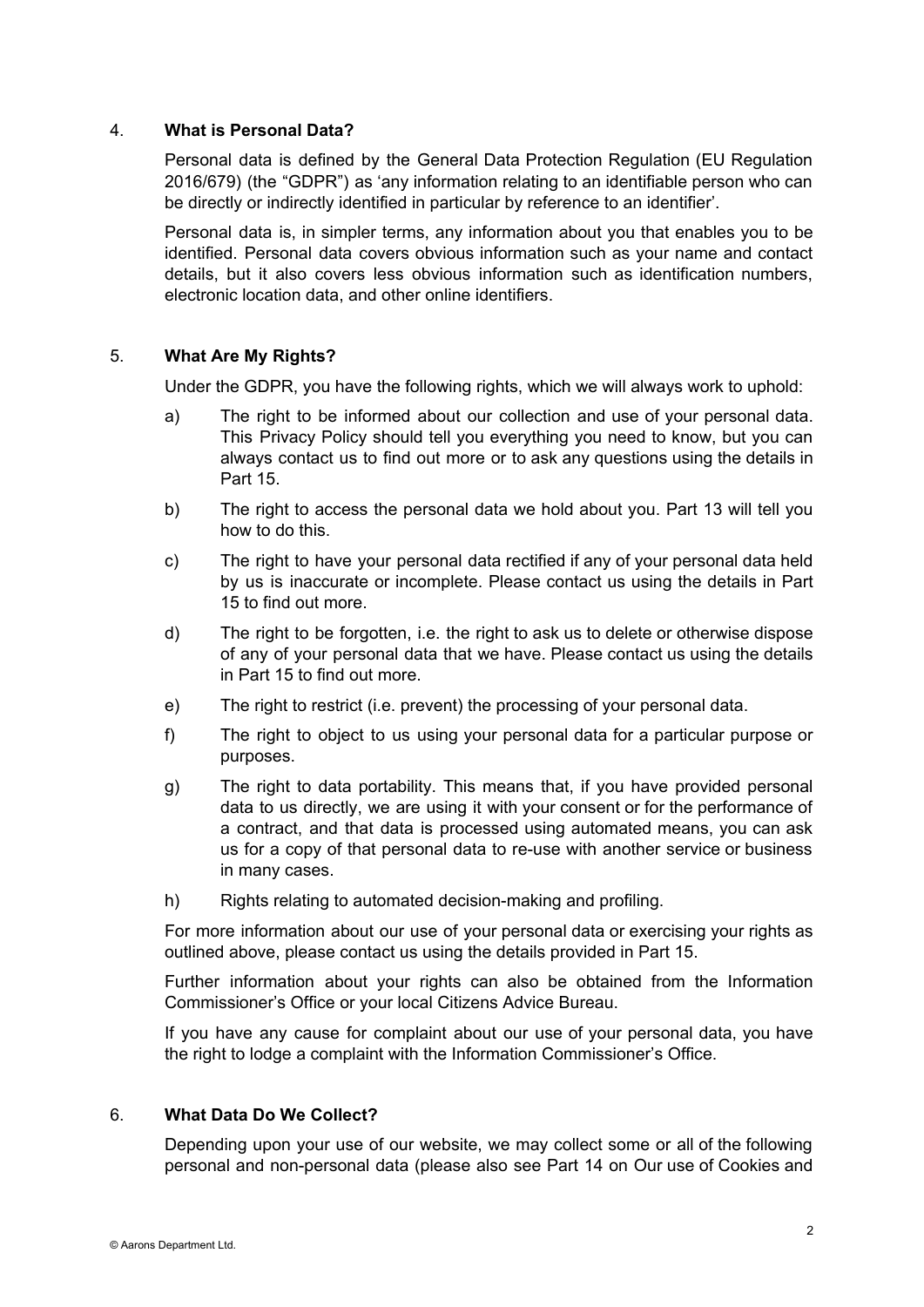## 4. What is Personal Data?

Personal data is defined by the General Data Protection Regulation (EU Regulation 2016/679) (the "GDPR") as 'any information relating to an identifiable person who can be directly or indirectly identified in particular by reference to an identifier'.

Personal data is, in simpler terms, any information about you that enables you to be identified. Personal data covers obvious information such as your name and contact details, but it also covers less obvious information such as identification numbers, electronic location data, and other online identifiers.

## 5. What Are My Rights?

Under the GDPR, you have the following rights, which we will always work to uphold:

a) The right to be informed about our collection and use of your personal data. This Privacy Policy should tell you everything you need to know, but you can always contact us to find out more or to ask any questions using the details in Part 15.

b) The right to access the personal data we hold about you. Part 13 will tell you how to do this.

c) The right to have your personal data rectified if any of your personal data held by us is inaccurate or incomplete. Please contact us using the details in Part 15 to find out more.

d) The right to be forgotten, i.e. the right to ask us to delete or otherwise dispose of any of your personal data that we have. Please contact us using the details in Part 15 to find out more.

e) The right to restrict (i.e. prevent) the processing of your personal data.

f) The right to object to us using your personal data for a particular purpose or purposes.

g) The right to data portability. This means that, if you have provided personal data to us directly, we are using it with your consent or for the performance of a contract, and that data is processed using automated means, you can ask us for a copy of that personal data to re-use with another service or business in many cases.

h) Rights relating to automated decision-making and profiling.

For more information about our use of your personal data or exercising your rights as outlined above, please contact us using the details provided in Part 15.

Further information about your rights can also be obtained from the Information Commissioner's Office or your local Citizens Advice Bureau.

If you have any cause for complaint about our use of your personal data, you have the right to lodge a complaint with the Information Commissioner's Office.

## 6. What Data Do We Collect?

Depending upon your use of our website, we may collect some or all of the following personal and non-personal data (please also see Part 14 on Our use of Cookies and

© Aarons Department Ltd.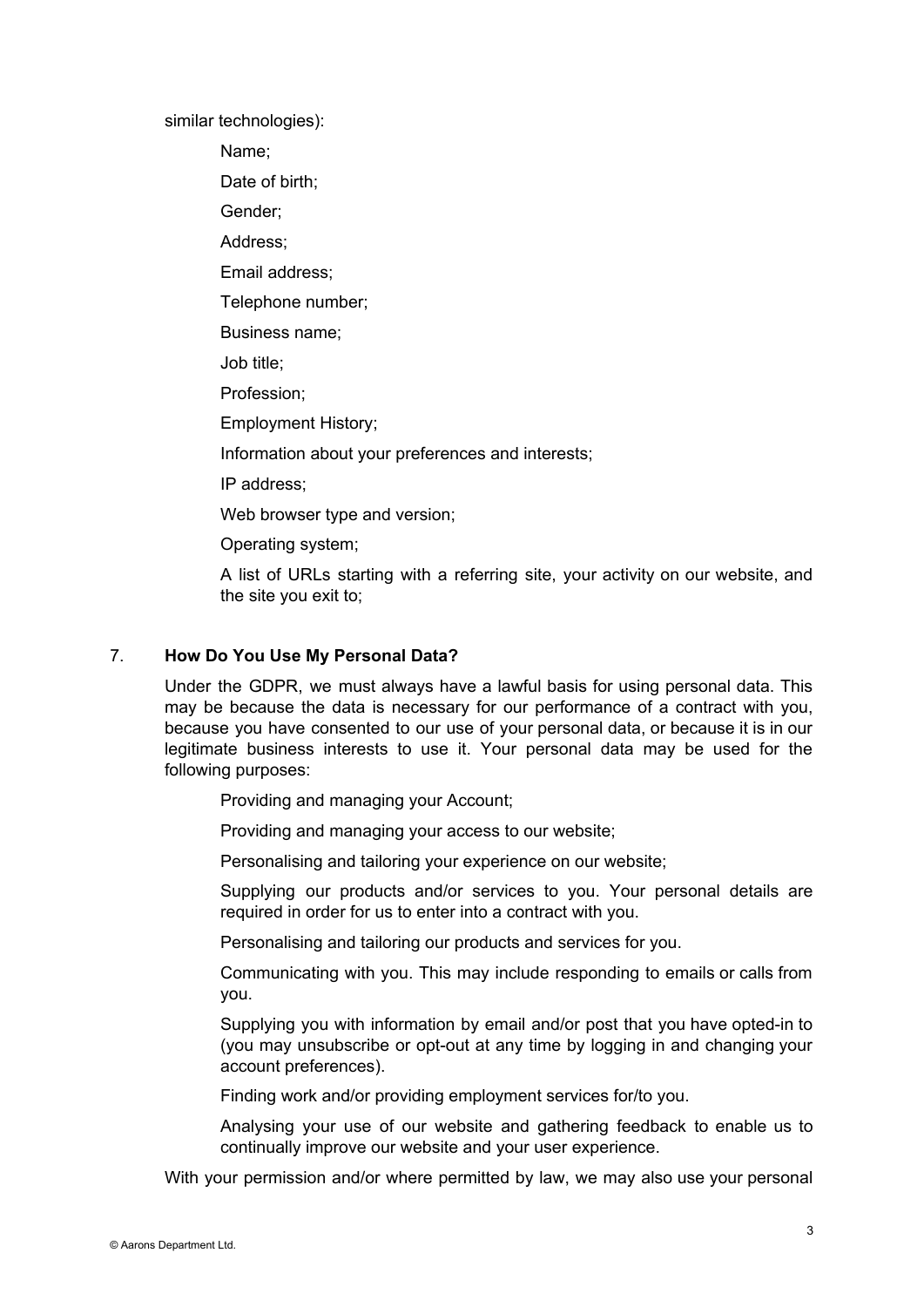similar technologies):

- Name;
- Date of birth;
- Gender;
- Address;
- Email address;
- Telephone number;
- Business name;
- Job title;
- Profession;
- Employment History;
- Information about your preferences and interests;
- IP address;
- Web browser type and version;
- Operating system;
- A list of URLs starting with a referring site, your activity on our website, and the site you exit to;

## 7. How Do You Use My Personal Data?

Under the GDPR, we must always have a lawful basis for using personal data. This may be because the data is necessary for our performance of a contract with you, because you have consented to our use of your personal data, or because it is in our legitimate business interests to use it. Your personal data may be used for the following purposes:

- Providing and managing your Account;
- Providing and managing your access to our website;
- Personalising and tailoring your experience on our website;
- Supplying our products and/or services to you. Your personal details are required in order for us to enter into a contract with you.
- Personalising and tailoring our products and services for you.
- Communicating with you. This may include responding to emails or calls from you.
- Supplying you with information by email and/or post that you have opted-in to (you may unsubscribe or opt-out at any time by logging in and changing your account preferences).
- Finding work and/or providing employment services for/to you.
- Analysing your use of our website and gathering feedback to enable us to continually improve our website and your user experience.

With your permission and/or where permitted by law, we may also use your personal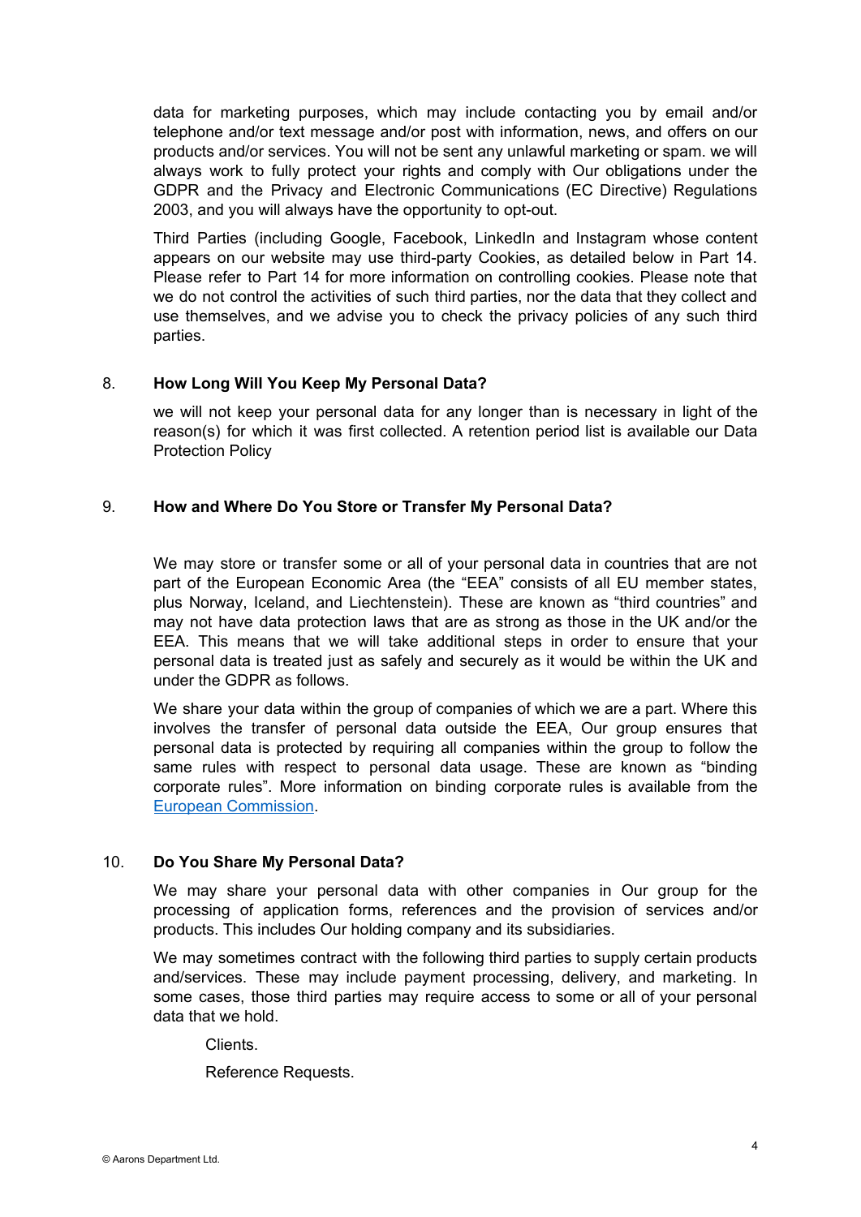data for marketing purposes, which may include contacting you by email and/or telephone and/or text message and/or post with information, news, and offers on our products and/or services. You will not be sent any unlawful marketing or spam. we will always work to fully protect your rights and comply with Our obligations under the GDPR and the Privacy and Electronic Communications (EC Directive) Regulations 2003, and you will always have the opportunity to opt-out.

Third Parties (including Google, Facebook, LinkedIn and Instagram whose content appears on our website may use third-party Cookies, as detailed below in Part 14. Please refer to Part 14 for more information on controlling cookies. Please note that we do not control the activities of such third parties, nor the data that they collect and use themselves, and we advise you to check the privacy policies of any such third parties.

## 8. How Long Will You Keep My Personal Data?

we will not keep your personal data for any longer than is necessary in light of the reason(s) for which it was first collected. A retention period list is available our Data Protection Policy

## 9. How and Where Do You Store or Transfer My Personal Data?

We may store or transfer some or all of your personal data in countries that are not part of the European Economic Area (the "EEA" consists of all EU member states, plus Norway, Iceland, and Liechtenstein). These are known as "third countries" and may not have data protection laws that are as strong as those in the UK and/or the EEA. This means that we will take additional steps in order to ensure that your personal data is treated just as safely and securely as it would be within the UK and under the GDPR as follows.

We share your data within the group of companies of which we are a part. Where this involves the transfer of personal data outside the EEA, Our group ensures that personal data is protected by requiring all companies within the group to follow the same rules with respect to personal data usage. These are known as "binding corporate rules". More information on binding corporate rules is available from the European Commission.

## 10. Do You Share My Personal Data?

We may share your personal data with other companies in Our group for the processing of application forms, references and the provision of services and/or products. This includes Our holding company and its subsidiaries.

We may sometimes contract with the following third parties to supply certain products and/services. These may include payment processing, delivery, and marketing. In some cases, those third parties may require access to some or all of your personal data that we hold.

Clients.

Reference Requests.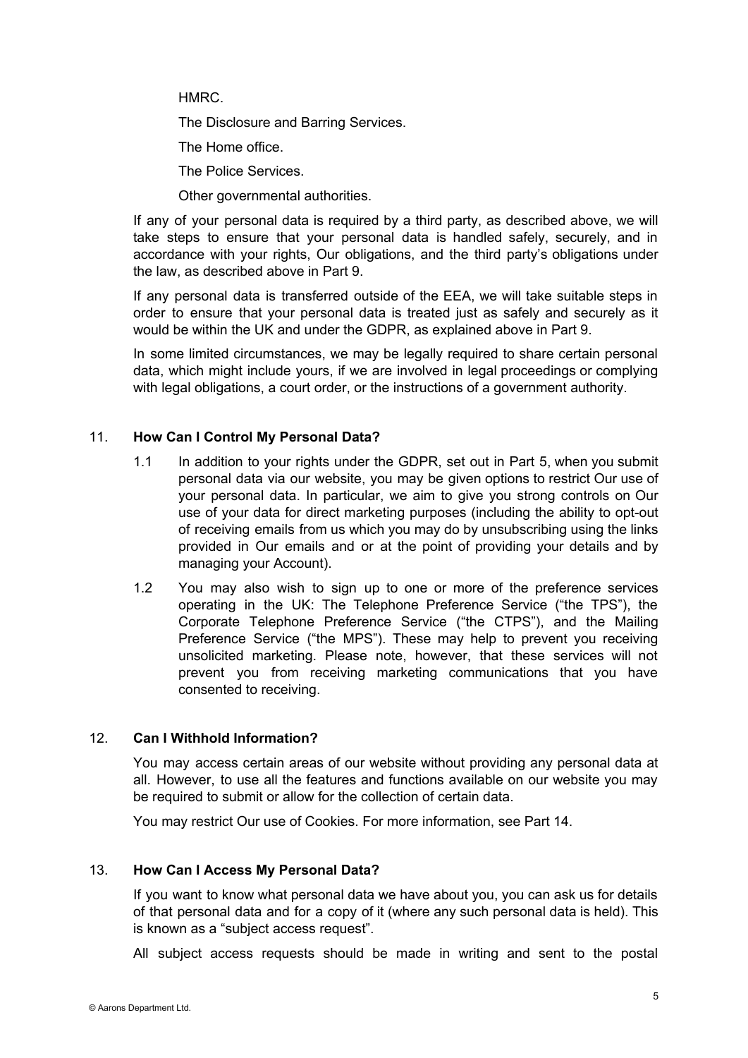HMRC.

The Disclosure and Barring Services.

The Home office.

The Police Services.

Other governmental authorities.

If any of your personal data is required by a third party, as described above, we will take steps to ensure that your personal data is handled safely, securely, and in accordance with your rights, Our obligations, and the third party's obligations under the law, as described above in Part 9.

If any personal data is transferred outside of the EEA, we will take suitable steps in order to ensure that your personal data is treated just as safely and securely as it would be within the UK and under the GDPR, as explained above in Part 9.

In some limited circumstances, we may be legally required to share certain personal data, which might include yours, if we are involved in legal proceedings or complying with legal obligations, a court order, or the instructions of a government authority.

## 11. How Can I Control My Personal Data?

1.1 In addition to your rights under the GDPR, set out in Part 5, when you submit personal data via our website, you may be given options to restrict Our use of your personal data. In particular, we aim to give you strong controls on Our use of your data for direct marketing purposes (including the ability to opt-out of receiving emails from us which you may do by unsubscribing using the links provided in Our emails and or at the point of providing your details and by managing your Account).

1.2 You may also wish to sign up to one or more of the preference services operating in the UK: The Telephone Preference Service ("the TPS"), the Corporate Telephone Preference Service ("the CTPS"), and the Mailing Preference Service ("the MPS"). These may help to prevent you receiving unsolicited marketing. Please note, however, that these services will not prevent you from receiving marketing communications that you have consented to receiving.

## 12. Can I Withhold Information?

You may access certain areas of our website without providing any personal data at all. However, to use all the features and functions available on our website you may be required to submit or allow for the collection of certain data.

You may restrict Our use of Cookies. For more information, see Part 14.

## 13. How Can I Access My Personal Data?

If you want to know what personal data we have about you, you can ask us for details of that personal data and for a copy of it (where any such personal data is held). This is known as a "subject access request".

All subject access requests should be made in writing and sent to the postal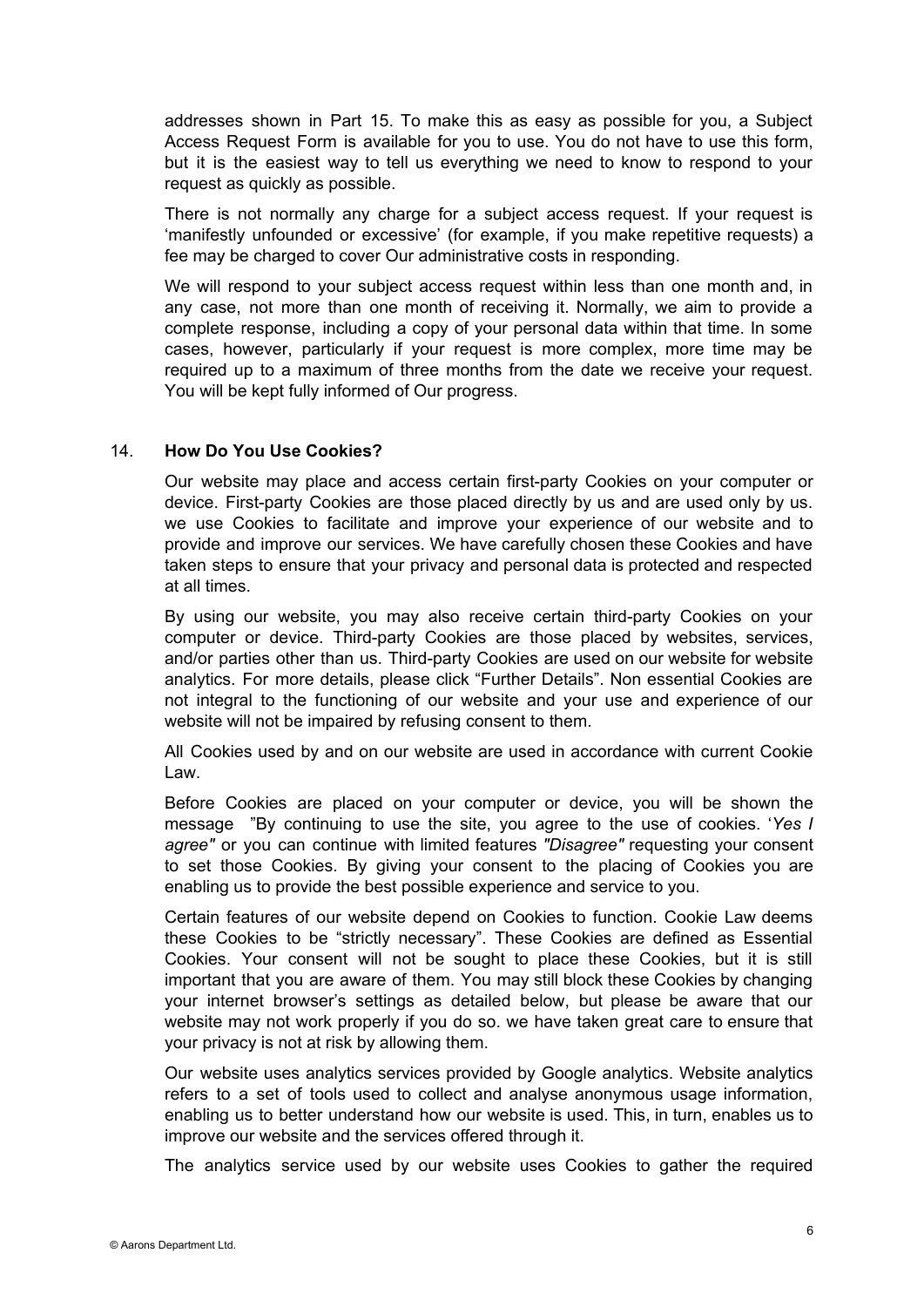addresses shown in Part 15. To make this as easy as possible for you, a Subject Access Request Form is available for you to use. You do not have to use this form, but it is the easiest way to tell us everything we need to know to respond to your request as quickly as possible.

There is not normally any charge for a subject access request. If your request is 'manifestly unfounded or excessive' (for example, if you make repetitive requests) a fee may be charged to cover Our administrative costs in responding.

We will respond to your subject access request within less than one month and, in any case, not more than one month of receiving it. Normally, we aim to provide a complete response, including a copy of your personal data within that time. In some cases, however, particularly if your request is more complex, more time may be required up to a maximum of three months from the date we receive your request. You will be kept fully informed of Our progress.

## 14. **How Do You Use Cookies?**

Our website may place and access certain first-party Cookies on your computer or device. First-party Cookies are those placed directly by us and are used only by us. we use Cookies to facilitate and improve your experience of our website and to provide and improve our services. We have carefully chosen these Cookies and have taken steps to ensure that your privacy and personal data is protected and respected at all times.

By using our website, you may also receive certain third-party Cookies on your computer or device. Third-party Cookies are those placed by websites, services, and/or parties other than us. Third-party Cookies are used on our website for website analytics. For more details, please click "Further Details". Non essential Cookies are not integral to the functioning of our website and your use and experience of our website will not be impaired by refusing consent to them.

All Cookies used by and on our website are used in accordance with current Cookie Law.

Before Cookies are placed on your computer or device, you will be shown the message "By continuing to use the site, you agree to the use of cookies. '*Yes I agree"* or you can continue with limited features *"Disagree"* requesting your consent to set those Cookies. By giving your consent to the placing of Cookies you are enabling us to provide the best possible experience and service to you.

Certain features of our website depend on Cookies to function. Cookie Law deems these Cookies to be "strictly necessary". These Cookies are defined as Essential Cookies. Your consent will not be sought to place these Cookies, but it is still important that you are aware of them. You may still block these Cookies by changing your internet browser's settings as detailed below, but please be aware that our website may not work properly if you do so. we have taken great care to ensure that your privacy is not at risk by allowing them.

Our website uses analytics services provided by Google analytics. Website analytics refers to a set of tools used to collect and analyse anonymous usage information, enabling us to better understand how our website is used. This, in turn, enables us to improve our website and the services offered through it.

The analytics service used by our website uses Cookies to gather the required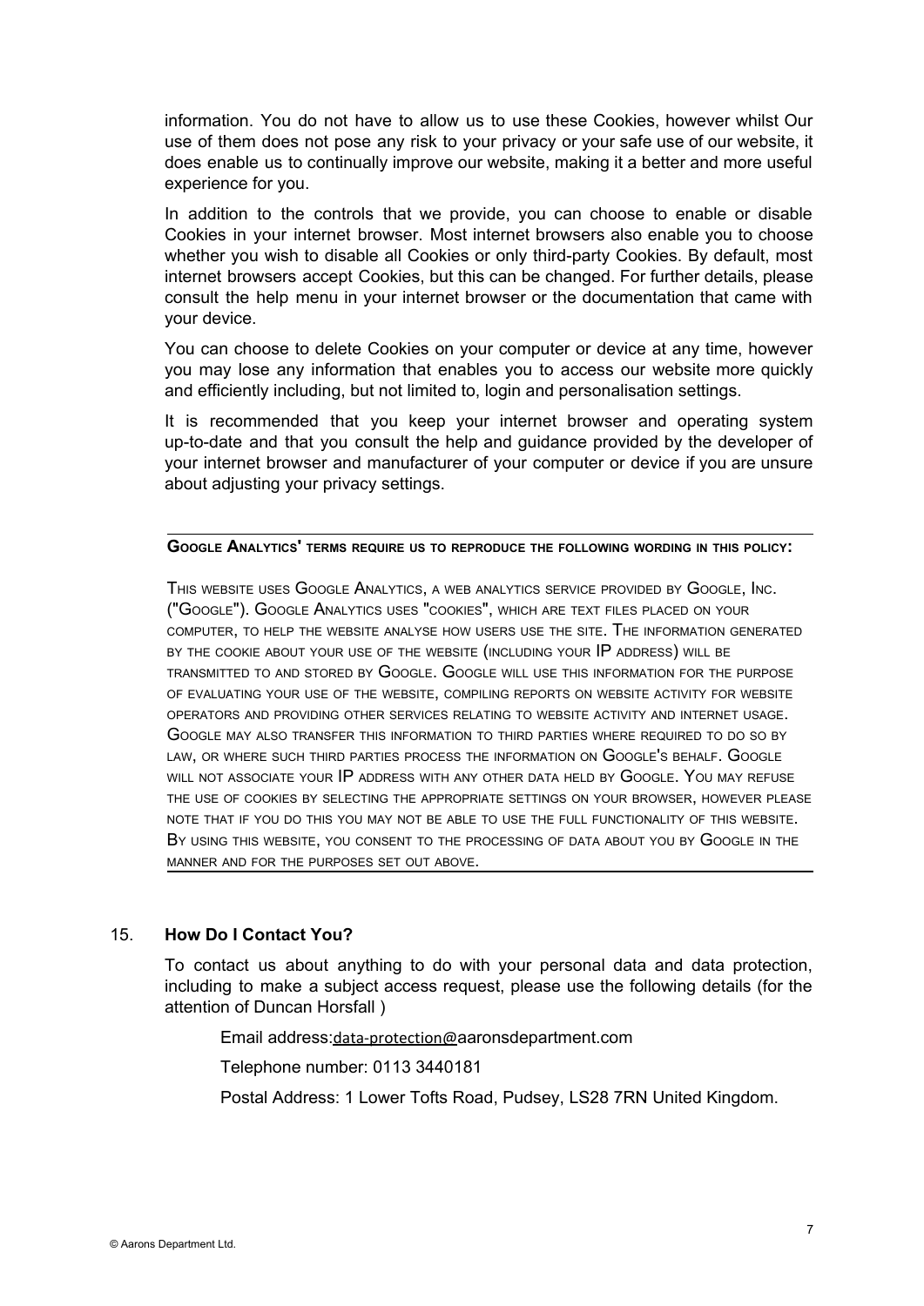information. You do not have to allow us to use these Cookies, however whilst Our use of them does not pose any risk to your privacy or your safe use of our website, it does enable us to continually improve our website, making it a better and more useful experience for you.

In addition to the controls that we provide, you can choose to enable or disable Cookies in your internet browser. Most internet browsers also enable you to choose whether you wish to disable all Cookies or only third-party Cookies. By default, most internet browsers accept Cookies, but this can be changed. For further details, please consult the help menu in your internet browser or the documentation that came with your device.

You can choose to delete Cookies on your computer or device at any time, however you may lose any information that enables you to access our website more quickly and efficiently including, but not limited to, login and personalisation settings.

It is recommended that you keep your internet browser and operating system up-to-date and that you consult the help and guidance provided by the developer of your internet browser and manufacturer of your computer or device if you are unsure about adjusting your privacy settings.

---

**Google Analytics' terms require us to reproduce the following wording in this policy:**

This website uses Google Analytics, a web analytics service provided by Google, Inc. ("Google"). Google Analytics uses "cookies", which are text files placed on your computer, to help the website analyse how users use the site. The information generated by the cookie about your use of the website (including your IP address) will be transmitted to and stored by Google. Google will use this information for the purpose of evaluating your use of the website, compiling reports on website activity for website operators and providing other services relating to website activity and internet usage. Google may also transfer this information to third parties where required to do so by law, or where such third parties process the information on Google's behalf. Google will not associate your IP address with any other data held by Google. You may refuse the use of cookies by selecting the appropriate settings on your browser, however please note that if you do this you may not be able to use the full functionality of this website. By using this website, you consent to the processing of data about you by Google in the manner and for the purposes set out above.

---

15. **How Do I Contact You?**

To contact us about anything to do with your personal data and data protection, including to make a subject access request, please use the following details (for the attention of Duncan Horsfall )

Email address:data-protection@aaronsdepartment.com

Telephone number: 0113 3440181

Postal Address: 1 Lower Tofts Road, Pudsey, LS28 7RN United Kingdom.

© Aarons Department Ltd.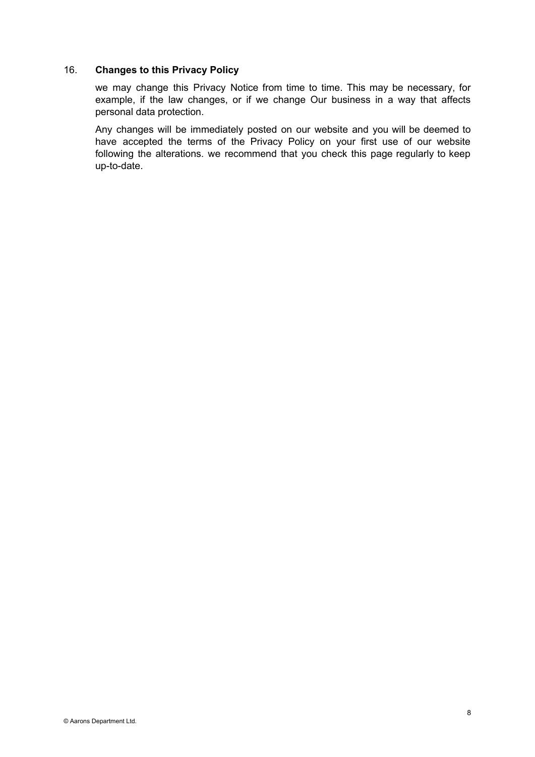## 16. Changes to this Privacy Policy

we may change this Privacy Notice from time to time. This may be necessary, for example, if the law changes, or if we change Our business in a way that affects personal data protection.

Any changes will be immediately posted on our website and you will be deemed to have accepted the terms of the Privacy Policy on your first use of our website following the alterations. we recommend that you check this page regularly to keep up-to-date.